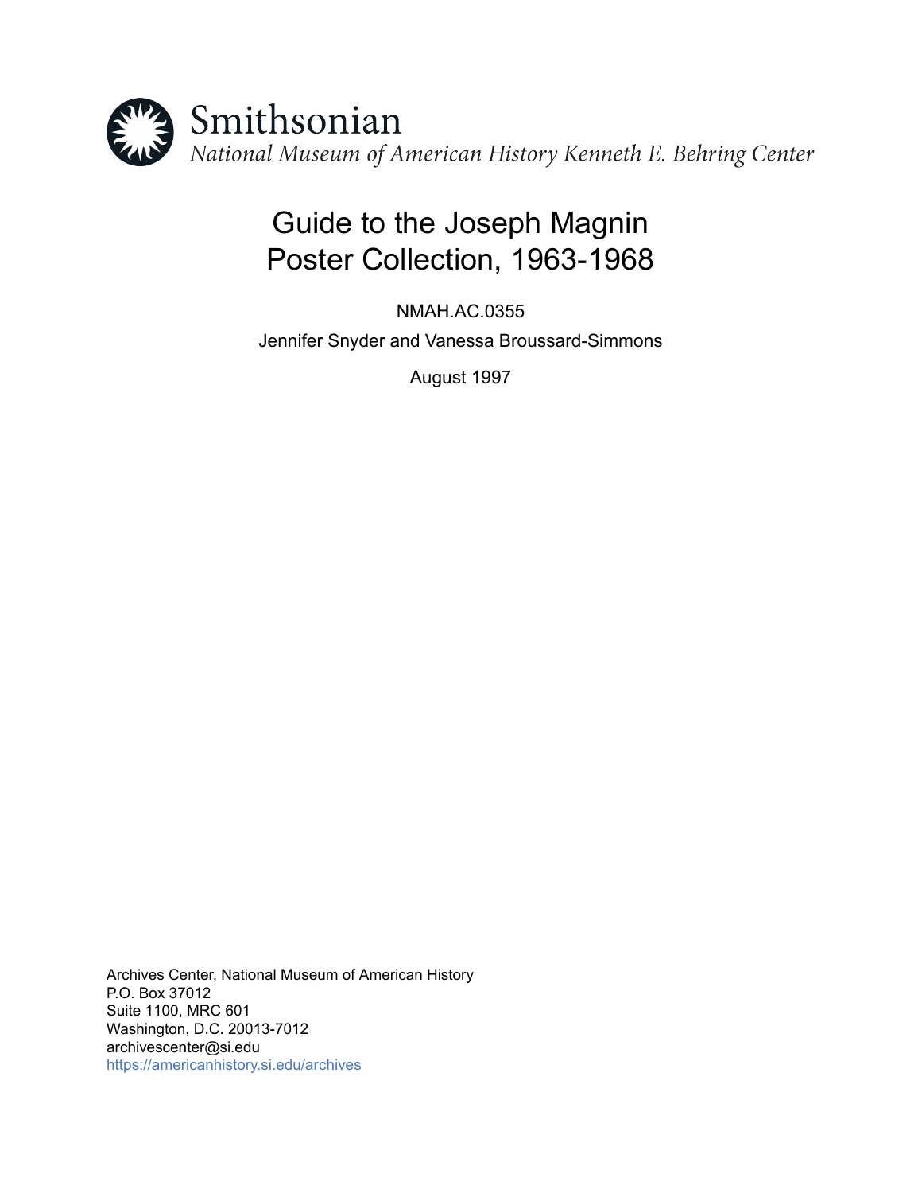Smithsonian

*National Museum of American History Kenneth E. Behring Center*

# Guide to the Joseph Magnin Poster Collection, 1963-1968

NMAH.AC.0355

Jennifer Snyder and Vanessa Broussard-Simmons

August 1997

Archives Center, National Museum of American History
P.O. Box 37012
Suite 1100, MRC 601
Washington, D.C. 20013-7012
archivescenter@si.edu
https://americanhistory.si.edu/archives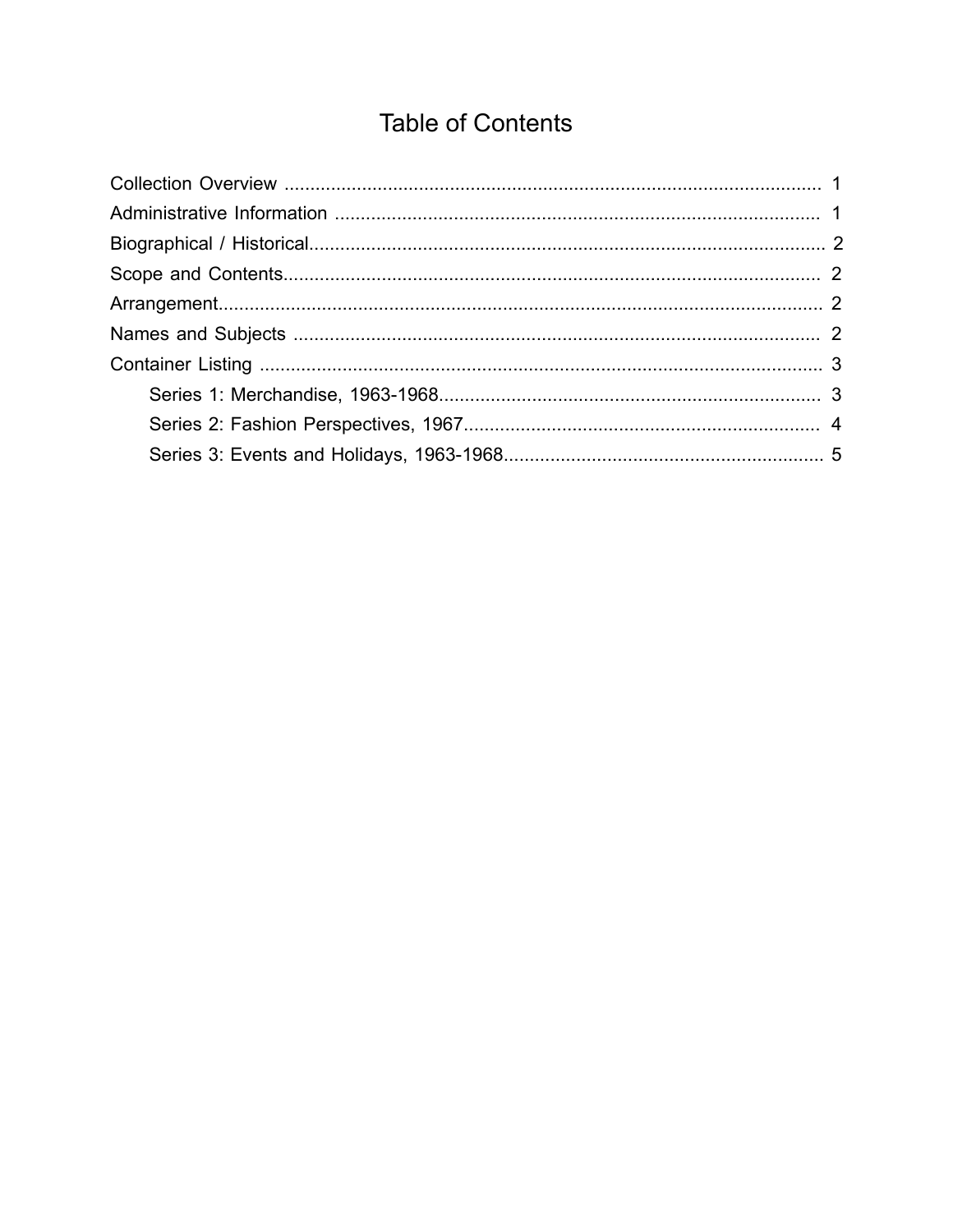# Table of Contents

- Collection Overview .......... 1
- Administrative Information .......... 1
- Biographical / Historical .......... 2
- Scope and Contents .......... 2
- Arrangement .......... 2
- Names and Subjects .......... 2
- Container Listing .......... 3
  - Series 1: Merchandise, 1963-1968 .......... 3
  - Series 2: Fashion Perspectives, 1967 .......... 4
  - Series 3: Events and Holidays, 1963-1968 .......... 5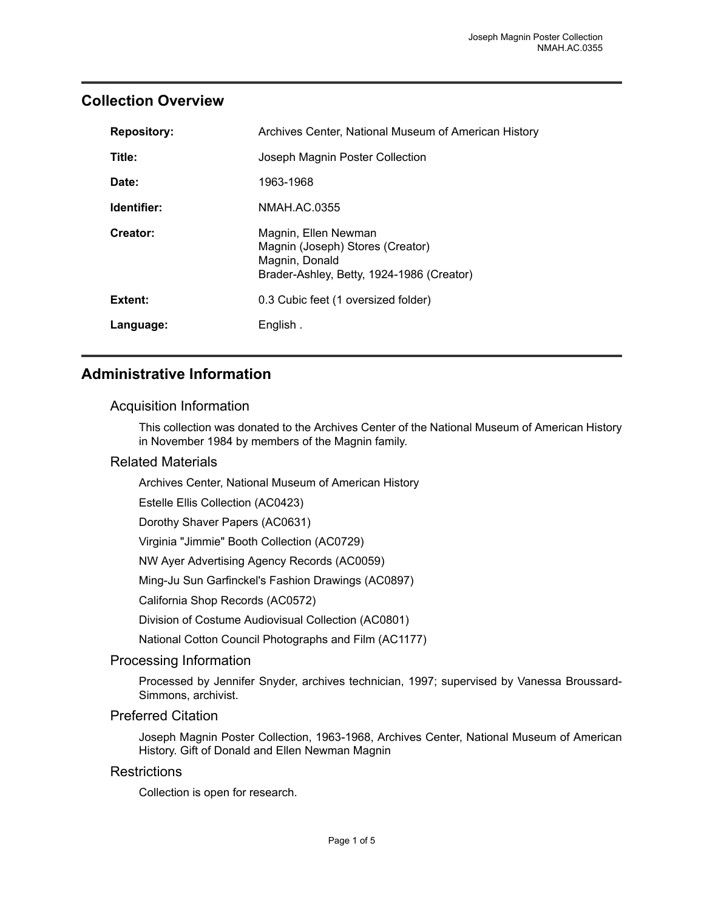## Collection Overview

| | |
|---|---|
| **Repository:** | Archives Center, National Museum of American History |
| **Title:** | Joseph Magnin Poster Collection |
| **Date:** | 1963-1968 |
| **Identifier:** | NMAH.AC.0355 |
| **Creator:** | Magnin, Ellen Newman<br>Magnin (Joseph) Stores (Creator)<br>Magnin, Donald<br>Brader-Ashley, Betty, 1924-1986 (Creator) |
| **Extent:** | 0.3 Cubic feet (1 oversized folder) |
| **Language:** | English . |

## Administrative Information

### Acquisition Information

This collection was donated to the Archives Center of the National Museum of American History in November 1984 by members of the Magnin family.

### Related Materials

Archives Center, National Museum of American History

Estelle Ellis Collection (AC0423)

Dorothy Shaver Papers (AC0631)

Virginia "Jimmie" Booth Collection (AC0729)

NW Ayer Advertising Agency Records (AC0059)

Ming-Ju Sun Garfinckel's Fashion Drawings (AC0897)

California Shop Records (AC0572)

Division of Costume Audiovisual Collection (AC0801)

National Cotton Council Photographs and Film (AC1177)

### Processing Information

Processed by Jennifer Snyder, archives technician, 1997; supervised by Vanessa Broussard-Simmons, archivist.

### Preferred Citation

Joseph Magnin Poster Collection, 1963-1968, Archives Center, National Museum of American History. Gift of Donald and Ellen Newman Magnin

### Restrictions

Collection is open for research.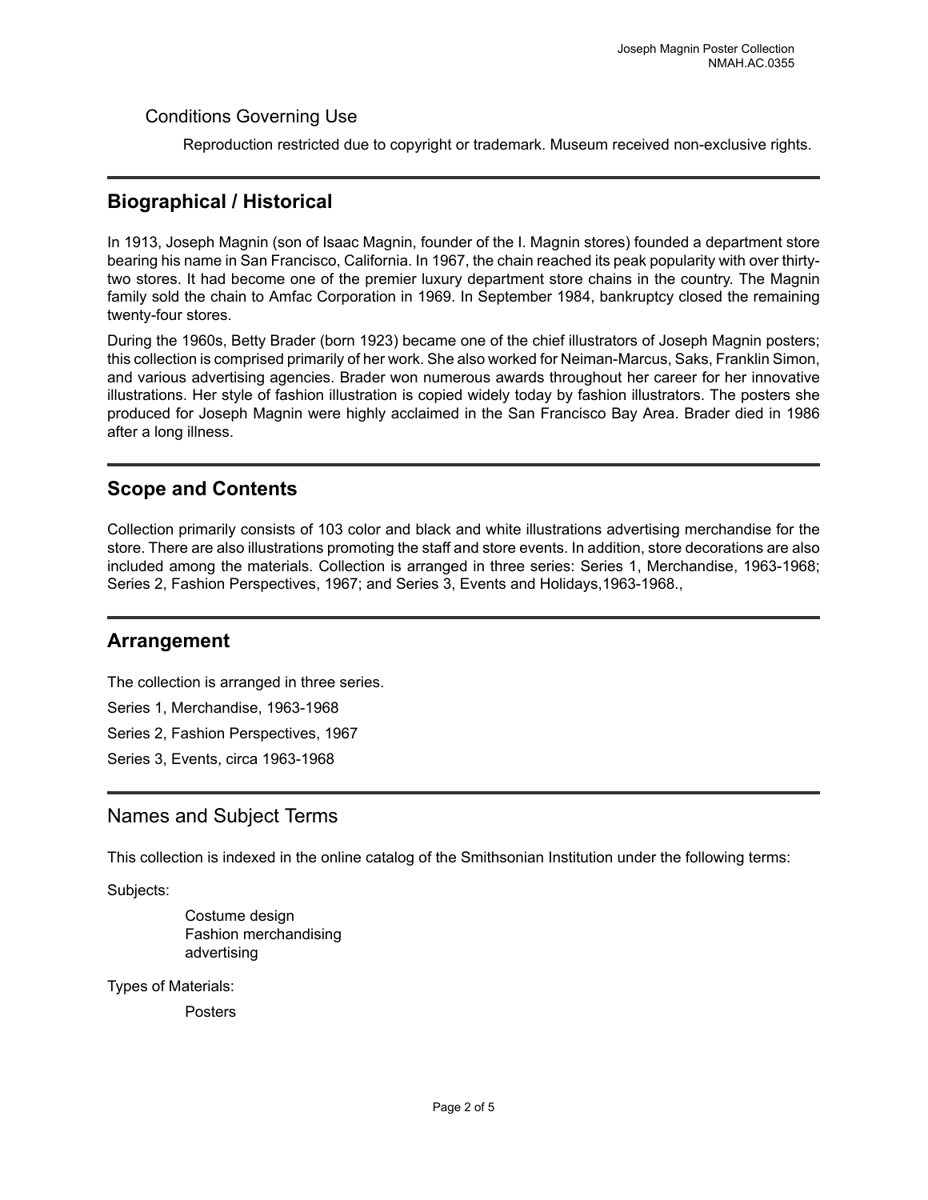### Conditions Governing Use

Reproduction restricted due to copyright or trademark. Museum received non-exclusive rights.

## Biographical / Historical

In 1913, Joseph Magnin (son of Isaac Magnin, founder of the I. Magnin stores) founded a department store bearing his name in San Francisco, California. In 1967, the chain reached its peak popularity with over thirty-two stores. It had become one of the premier luxury department store chains in the country. The Magnin family sold the chain to Amfac Corporation in 1969. In September 1984, bankruptcy closed the remaining twenty-four stores.

During the 1960s, Betty Brader (born 1923) became one of the chief illustrators of Joseph Magnin posters; this collection is comprised primarily of her work. She also worked for Neiman-Marcus, Saks, Franklin Simon, and various advertising agencies. Brader won numerous awards throughout her career for her innovative illustrations. Her style of fashion illustration is copied widely today by fashion illustrators. The posters she produced for Joseph Magnin were highly acclaimed in the San Francisco Bay Area. Brader died in 1986 after a long illness.

## Scope and Contents

Collection primarily consists of 103 color and black and white illustrations advertising merchandise for the store. There are also illustrations promoting the staff and store events. In addition, store decorations are also included among the materials. Collection is arranged in three series: Series 1, Merchandise, 1963-1968; Series 2, Fashion Perspectives, 1967; and Series 3, Events and Holidays,1963-1968.,

## Arrangement

The collection is arranged in three series.

Series 1, Merchandise, 1963-1968

Series 2, Fashion Perspectives, 1967

Series 3, Events, circa 1963-1968

## Names and Subject Terms

This collection is indexed in the online catalog of the Smithsonian Institution under the following terms:

Subjects:

Costume design
Fashion merchandising
advertising

Types of Materials:

Posters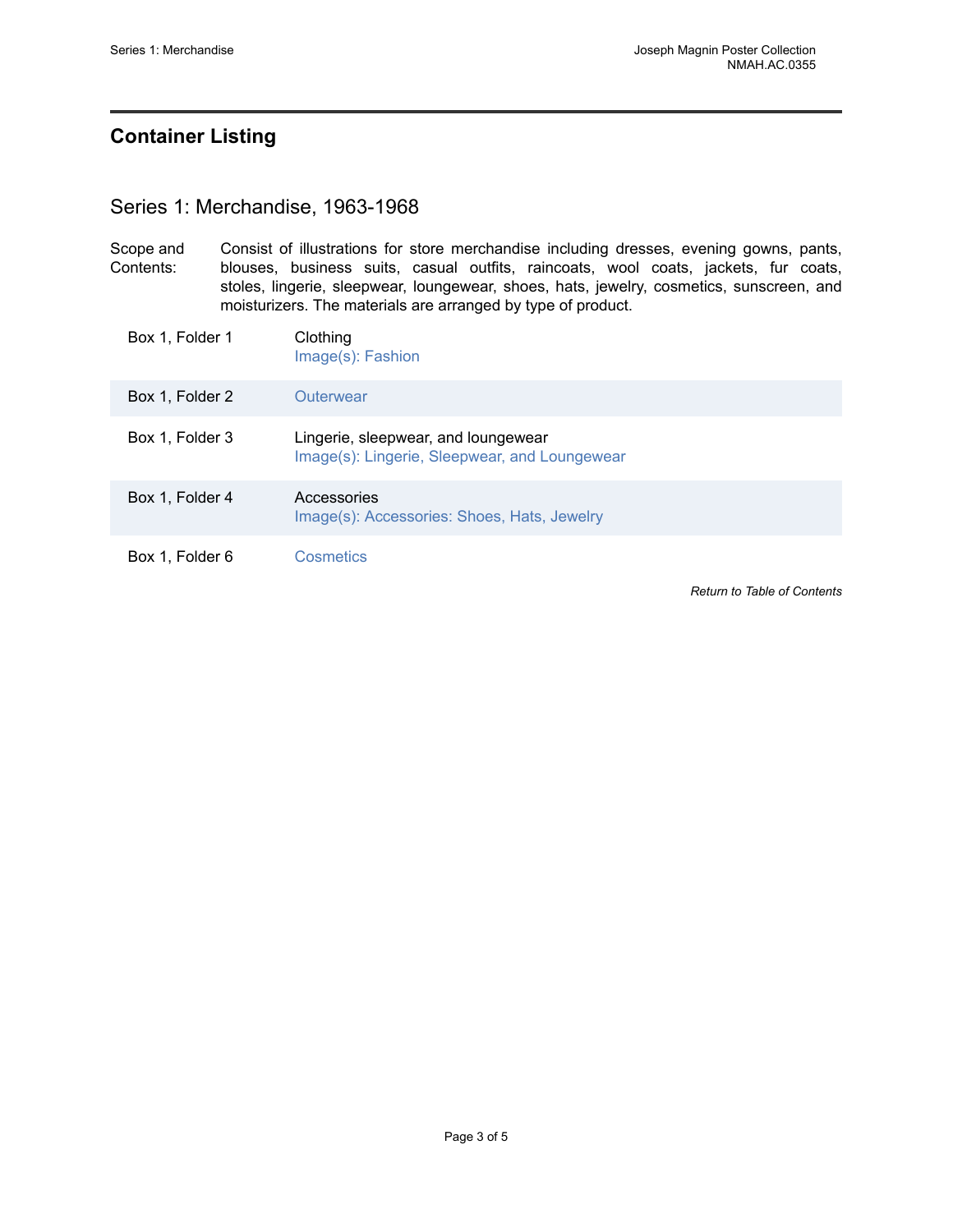## Container Listing

### Series 1: Merchandise, 1963-1968

Scope and Contents: Consist of illustrations for store merchandise including dresses, evening gowns, pants, blouses, business suits, casual outfits, raincoats, wool coats, jackets, fur coats, stoles, lingerie, sleepwear, loungewear, shoes, hats, jewelry, cosmetics, sunscreen, and moisturizers. The materials are arranged by type of product.

| Container | Description |
|---|---|
| Box 1, Folder 1 | Clothing<br>Image(s): Fashion |
| Box 1, Folder 2 | Outerwear |
| Box 1, Folder 3 | Lingerie, sleepwear, and loungewear<br>Image(s): Lingerie, Sleepwear, and Loungewear |
| Box 1, Folder 4 | Accessories<br>Image(s): Accessories: Shoes, Hats, Jewelry |
| Box 1, Folder 6 | Cosmetics |

*Return to Table of Contents*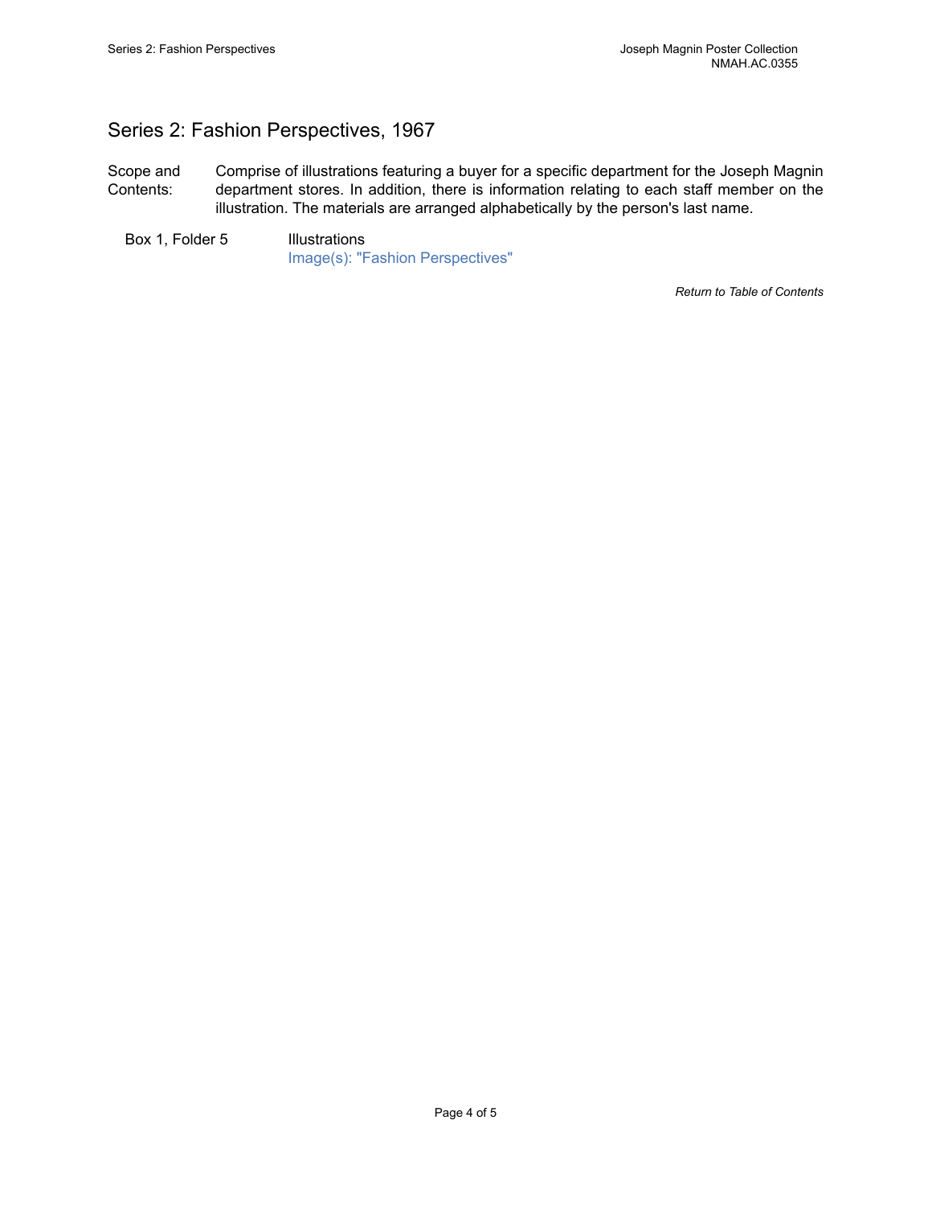## Series 2: Fashion Perspectives, 1967

Scope and Contents: Comprise of illustrations featuring a buyer for a specific department for the Joseph Magnin department stores. In addition, there is information relating to each staff member on the illustration. The materials are arranged alphabetically by the person's last name.

Box 1, Folder 5 Illustrations
Image(s): "Fashion Perspectives"

*Return to Table of Contents*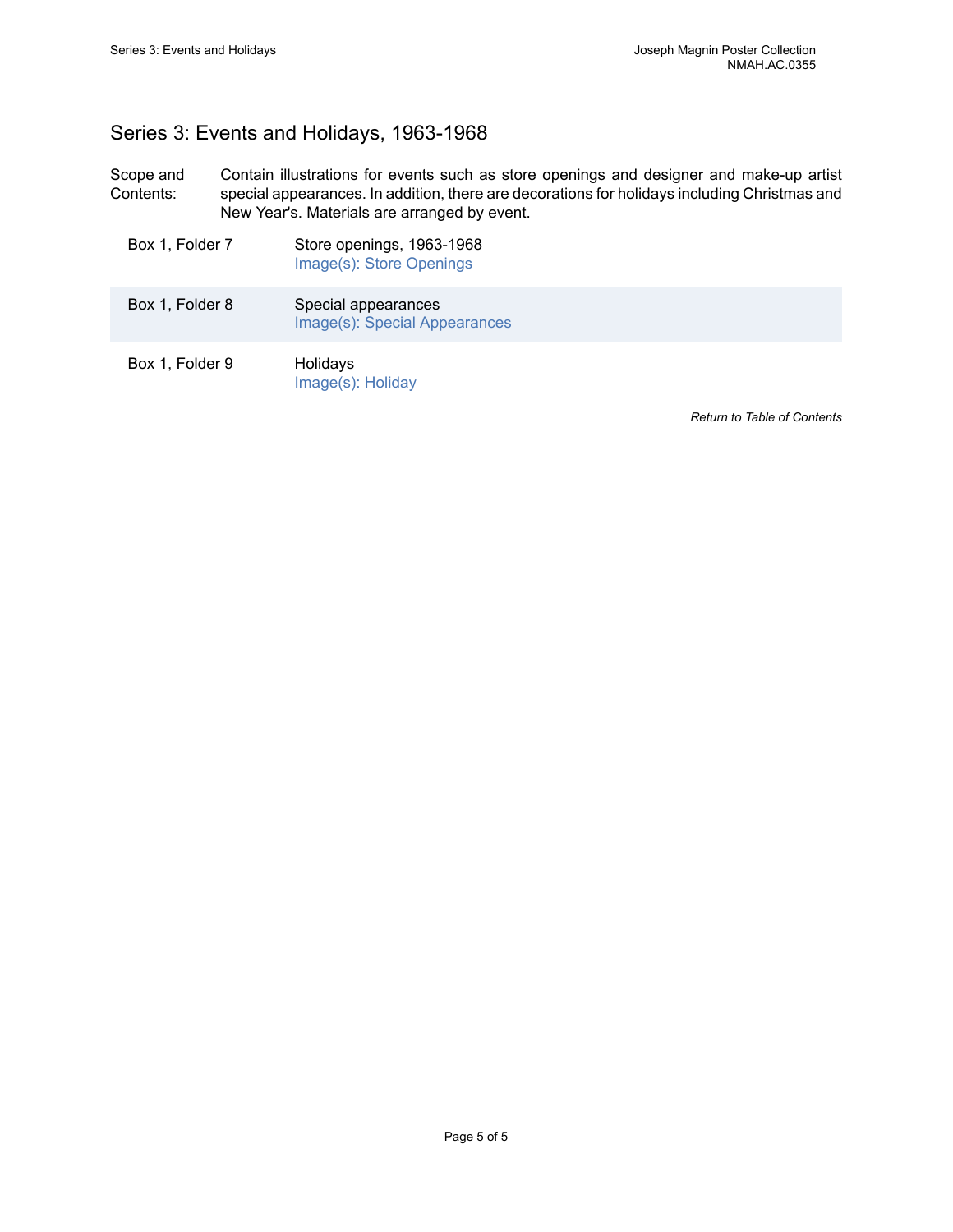## Series 3: Events and Holidays, 1963-1968

Scope and Contents: Contain illustrations for events such as store openings and designer and make-up artist special appearances. In addition, there are decorations for holidays including Christmas and New Year's. Materials are arranged by event.

| | |
|---|---|
| Box 1, Folder 7 | Store openings, 1963-1968<br>Image(s): Store Openings |
| Box 1, Folder 8 | Special appearances<br>Image(s): Special Appearances |
| Box 1, Folder 9 | Holidays<br>Image(s): Holiday |

*Return to Table of Contents*